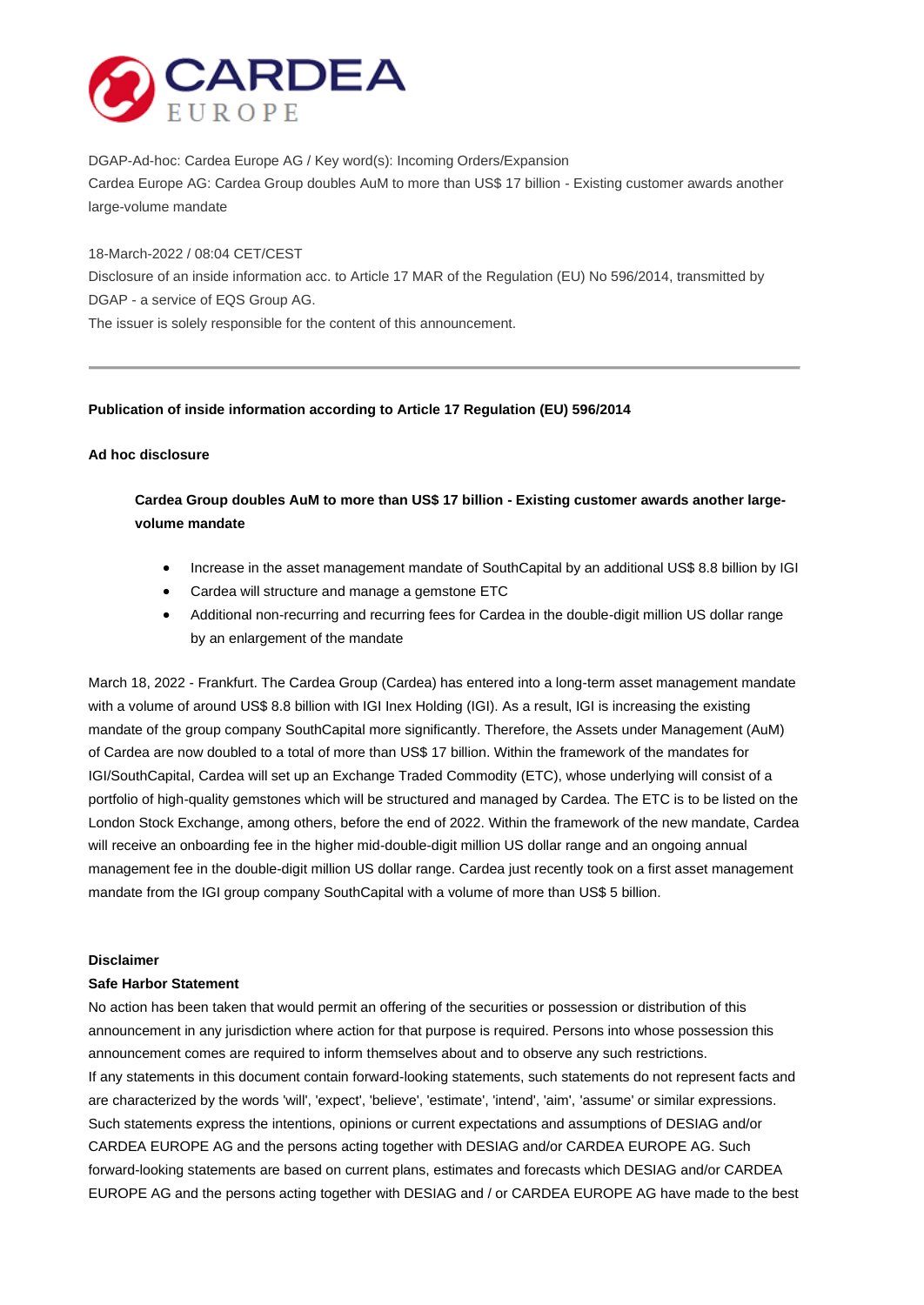DGAP-Ad-hoc: Cardea Europe AG / Key word(s): Incoming Orders/Expansion
Cardea Europe AG: Cardea Group doubles AuM to more than US$ 17 billion - Existing customer awards another large-volume mandate

18-March-2022 / 08:04 CET/CEST
Disclosure of an inside information acc. to Article 17 MAR of the Regulation (EU) No 596/2014, transmitted by DGAP - a service of EQS Group AG.
The issuer is solely responsible for the content of this announcement.

---

**Publication of inside information according to Article 17 Regulation (EU) 596/2014**

**Ad hoc disclosure**

**Cardea Group doubles AuM to more than US$ 17 billion - Existing customer awards another large-volume mandate**

- Increase in the asset management mandate of SouthCapital by an additional US$ 8.8 billion by IGI
- Cardea will structure and manage a gemstone ETC
- Additional non-recurring and recurring fees for Cardea in the double-digit million US dollar range by an enlargement of the mandate

March 18, 2022 - Frankfurt. The Cardea Group (Cardea) has entered into a long-term asset management mandate with a volume of around US$ 8.8 billion with IGI Inex Holding (IGI). As a result, IGI is increasing the existing mandate of the group company SouthCapital more significantly. Therefore, the Assets under Management (AuM) of Cardea are now doubled to a total of more than US$ 17 billion. Within the framework of the mandates for IGI/SouthCapital, Cardea will set up an Exchange Traded Commodity (ETC), whose underlying will consist of a portfolio of high-quality gemstones which will be structured and managed by Cardea. The ETC is to be listed on the London Stock Exchange, among others, before the end of 2022. Within the framework of the new mandate, Cardea will receive an onboarding fee in the higher mid-double-digit million US dollar range and an ongoing annual management fee in the double-digit million US dollar range. Cardea just recently took on a first asset management mandate from the IGI group company SouthCapital with a volume of more than US$ 5 billion.

**Disclaimer**
**Safe Harbor Statement**
No action has been taken that would permit an offering of the securities or possession or distribution of this announcement in any jurisdiction where action for that purpose is required. Persons into whose possession this announcement comes are required to inform themselves about and to observe any such restrictions.
If any statements in this document contain forward-looking statements, such statements do not represent facts and are characterized by the words 'will', 'expect', 'believe', 'estimate', 'intend', 'aim', 'assume' or similar expressions. Such statements express the intentions, opinions or current expectations and assumptions of DESIAG and/or CARDEA EUROPE AG and the persons acting together with DESIAG and/or CARDEA EUROPE AG. Such forward-looking statements are based on current plans, estimates and forecasts which DESIAG and/or CARDEA EUROPE AG and the persons acting together with DESIAG and / or CARDEA EUROPE AG have made to the best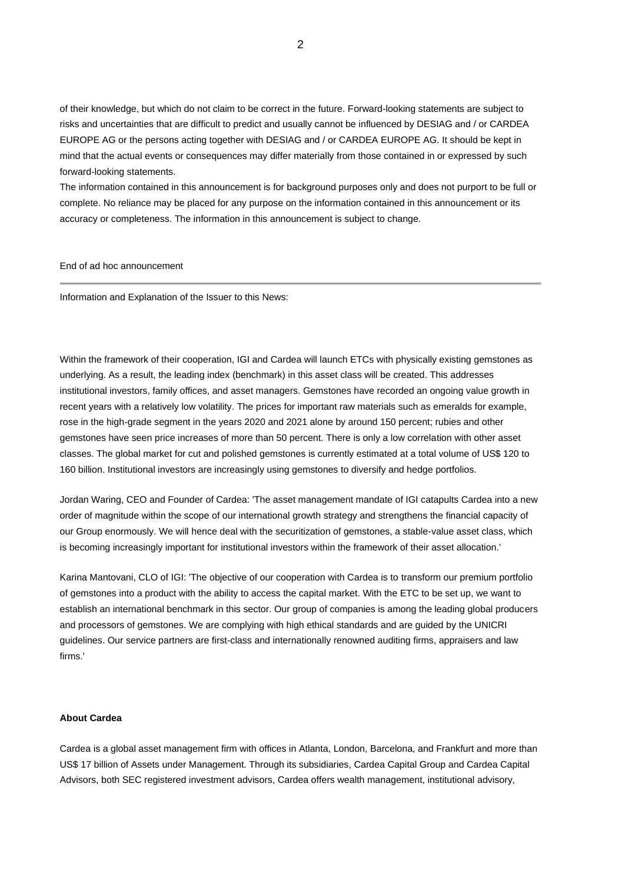of their knowledge, but which do not claim to be correct in the future. Forward-looking statements are subject to risks and uncertainties that are difficult to predict and usually cannot be influenced by DESIAG and / or CARDEA EUROPE AG or the persons acting together with DESIAG and / or CARDEA EUROPE AG. It should be kept in mind that the actual events or consequences may differ materially from those contained in or expressed by such forward-looking statements.
The information contained in this announcement is for background purposes only and does not purport to be full or complete. No reliance may be placed for any purpose on the information contained in this announcement or its accuracy or completeness. The information in this announcement is subject to change.

End of ad hoc announcement

---

Information and Explanation of the Issuer to this News:

Within the framework of their cooperation, IGI and Cardea will launch ETCs with physically existing gemstones as underlying. As a result, the leading index (benchmark) in this asset class will be created. This addresses institutional investors, family offices, and asset managers. Gemstones have recorded an ongoing value growth in recent years with a relatively low volatility. The prices for important raw materials such as emeralds for example, rose in the high-grade segment in the years 2020 and 2021 alone by around 150 percent; rubies and other gemstones have seen price increases of more than 50 percent. There is only a low correlation with other asset classes. The global market for cut and polished gemstones is currently estimated at a total volume of US$ 120 to 160 billion. Institutional investors are increasingly using gemstones to diversify and hedge portfolios.

Jordan Waring, CEO and Founder of Cardea: 'The asset management mandate of IGI catapults Cardea into a new order of magnitude within the scope of our international growth strategy and strengthens the financial capacity of our Group enormously. We will hence deal with the securitization of gemstones, a stable-value asset class, which is becoming increasingly important for institutional investors within the framework of their asset allocation.'

Karina Mantovani, CLO of IGI: 'The objective of our cooperation with Cardea is to transform our premium portfolio of gemstones into a product with the ability to access the capital market. With the ETC to be set up, we want to establish an international benchmark in this sector. Our group of companies is among the leading global producers and processors of gemstones. We are complying with high ethical standards and are guided by the UNICRI guidelines. Our service partners are first-class and internationally renowned auditing firms, appraisers and law firms.'

**About Cardea**

Cardea is a global asset management firm with offices in Atlanta, London, Barcelona, and Frankfurt and more than US$ 17 billion of Assets under Management. Through its subsidiaries, Cardea Capital Group and Cardea Capital Advisors, both SEC registered investment advisors, Cardea offers wealth management, institutional advisory,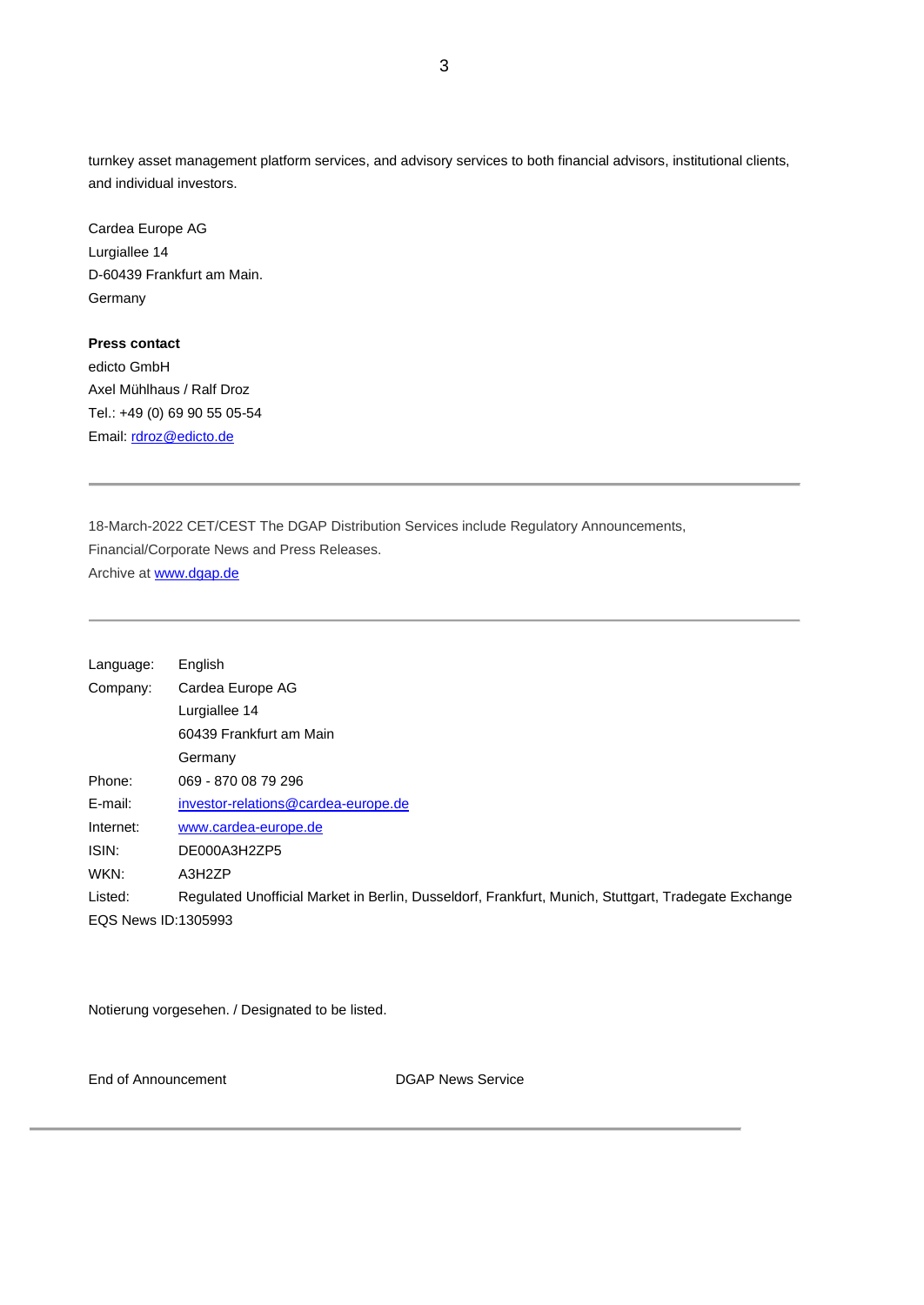turnkey asset management platform services, and advisory services to both financial advisors, institutional clients, and individual investors.

Cardea Europe AG  
Lurgiallee 14  
D-60439 Frankfurt am Main.  
Germany

**Press contact**  
edicto GmbH  
Axel Mühlhaus / Ralf Droz  
Tel.: +49 (0) 69 90 55 05-54  
Email: rdroz@edicto.de

---

18-March-2022 CET/CEST The DGAP Distribution Services include Regulatory Announcements, Financial/Corporate News and Press Releases.  
Archive at www.dgap.de

---

| | |
|---|---|
| Language: | English |
| Company: | Cardea Europe AG |
| | Lurgiallee 14 |
| | 60439 Frankfurt am Main |
| | Germany |
| Phone: | 069 - 870 08 79 296 |
| E-mail: | investor-relations@cardea-europe.de |
| Internet: | www.cardea-europe.de |
| ISIN: | DE000A3H2ZP5 |
| WKN: | A3H2ZP |
| Listed: | Regulated Unofficial Market in Berlin, Dusseldorf, Frankfurt, Munich, Stuttgart, Tradegate Exchange |

EQS News ID:1305993

Notierung vorgesehen. / Designated to be listed.

End of Announcement DGAP News Service

---